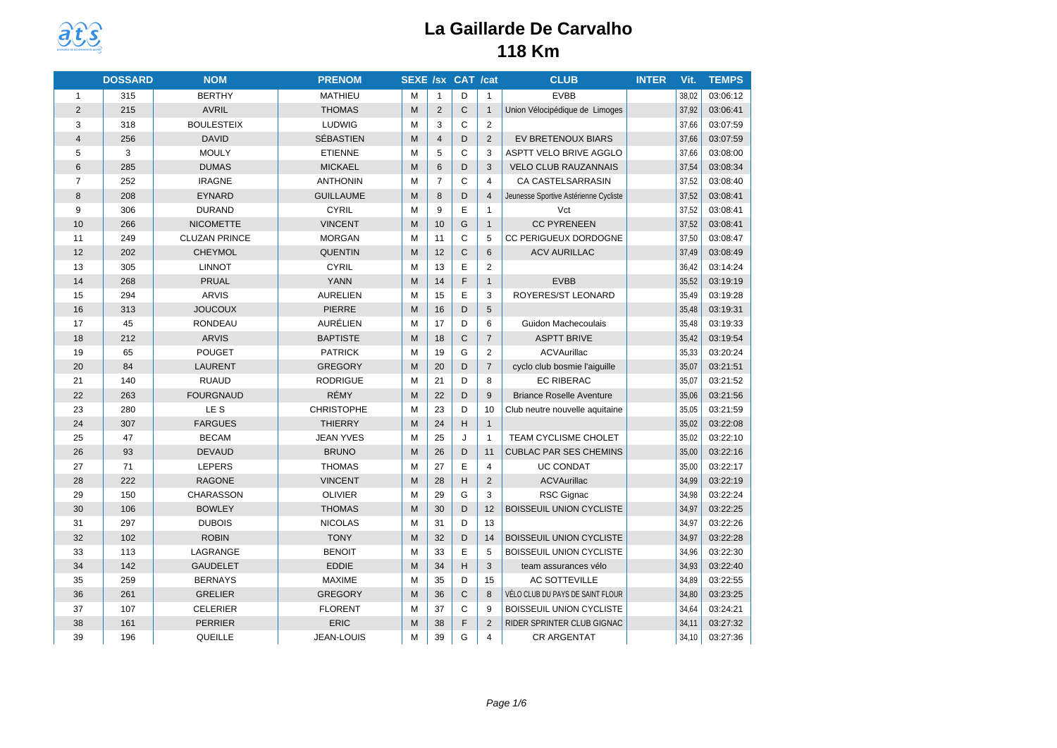# La Gaillarde De Carvalho

## 118 Km

| | DOSSARD | NOM | PRENOM | SEXE | /sx | CAT | /cat | CLUB | INTER | Vit. | TEMPS |
|---|---|---|---|---|---|---|---|---|---|---|---|
| 1 | 315 | BERTHY | MATHIEU | M | 1 | D | 1 | EVBB | | 38,02 | 03:06:12 |
| 2 | 215 | AVRIL | THOMAS | M | 2 | C | 1 | Union Vélocipédique de Limoges | | 37,92 | 03:06:41 |
| 3 | 318 | BOULESTEIX | LUDWIG | M | 3 | C | 2 | | | 37,66 | 03:07:59 |
| 4 | 256 | DAVID | SÉBASTIEN | M | 4 | D | 2 | EV BRETENOUX BIARS | | 37,66 | 03:07:59 |
| 5 | 3 | MOULY | ETIENNE | M | 5 | C | 3 | ASPTT VELO BRIVE AGGLO | | 37,66 | 03:08:00 |
| 6 | 285 | DUMAS | MICKAEL | M | 6 | D | 3 | VELO CLUB RAUZANNAIS | | 37,54 | 03:08:34 |
| 7 | 252 | IRAGNE | ANTHONIN | M | 7 | C | 4 | CA CASTELSARRASIN | | 37,52 | 03:08:40 |
| 8 | 208 | EYNARD | GUILLAUME | M | 8 | D | 4 | Jeunesse Sportive Astérienne Cycliste | | 37,52 | 03:08:41 |
| 9 | 306 | DURAND | CYRIL | M | 9 | E | 1 | Vct | | 37,52 | 03:08:41 |
| 10 | 266 | NICOMETTE | VINCENT | M | 10 | G | 1 | CC PYRENEEN | | 37,52 | 03:08:41 |
| 11 | 249 | CLUZAN PRINCE | MORGAN | M | 11 | C | 5 | CC PERIGUEUX DORDOGNE | | 37,50 | 03:08:47 |
| 12 | 202 | CHEYMOL | QUENTIN | M | 12 | C | 6 | ACV AURILLAC | | 37,49 | 03:08:49 |
| 13 | 305 | LINNOT | CYRIL | M | 13 | E | 2 | | | 36,42 | 03:14:24 |
| 14 | 268 | PRUAL | YANN | M | 14 | F | 1 | EVBB | | 35,52 | 03:19:19 |
| 15 | 294 | ARVIS | AURELIEN | M | 15 | E | 3 | ROYERES/ST LEONARD | | 35,49 | 03:19:28 |
| 16 | 313 | JOUCOUX | PIERRE | M | 16 | D | 5 | | | 35,48 | 03:19:31 |
| 17 | 45 | RONDEAU | AURÉLIEN | M | 17 | D | 6 | Guidon Machecoulais | | 35,48 | 03:19:33 |
| 18 | 212 | ARVIS | BAPTISTE | M | 18 | C | 7 | ASPTT BRIVE | | 35,42 | 03:19:54 |
| 19 | 65 | POUGET | PATRICK | M | 19 | G | 2 | ACVAurillac | | 35,33 | 03:20:24 |
| 20 | 84 | LAURENT | GREGORY | M | 20 | D | 7 | cyclo club bosmie l'aiguille | | 35,07 | 03:21:51 |
| 21 | 140 | RUAUD | RODRIGUE | M | 21 | D | 8 | EC RIBERAC | | 35,07 | 03:21:52 |
| 22 | 263 | FOURGNAUD | RÉMY | M | 22 | D | 9 | Briance Roselle Aventure | | 35,06 | 03:21:56 |
| 23 | 280 | LE S | CHRISTOPHE | M | 23 | D | 10 | Club neutre nouvelle aquitaine | | 35,05 | 03:21:59 |
| 24 | 307 | FARGUES | THIERRY | M | 24 | H | 1 | | | 35,02 | 03:22:08 |
| 25 | 47 | BECAM | JEAN YVES | M | 25 | J | 1 | TEAM CYCLISME CHOLET | | 35,02 | 03:22:10 |
| 26 | 93 | DEVAUD | BRUNO | M | 26 | D | 11 | CUBLAC PAR SES CHEMINS | | 35,00 | 03:22:16 |
| 27 | 71 | LEPERS | THOMAS | M | 27 | E | 4 | UC CONDAT | | 35,00 | 03:22:17 |
| 28 | 222 | RAGONE | VINCENT | M | 28 | H | 2 | ACVAurillac | | 34,99 | 03:22:19 |
| 29 | 150 | CHARASSON | OLIVIER | M | 29 | G | 3 | RSC Gignac | | 34,98 | 03:22:24 |
| 30 | 106 | BOWLEY | THOMAS | M | 30 | D | 12 | BOISSEUIL UNION CYCLISTE | | 34,97 | 03:22:25 |
| 31 | 297 | DUBOIS | NICOLAS | M | 31 | D | 13 | | | 34,97 | 03:22:26 |
| 32 | 102 | ROBIN | TONY | M | 32 | D | 14 | BOISSEUIL UNION CYCLISTE | | 34,97 | 03:22:28 |
| 33 | 113 | LAGRANGE | BENOIT | M | 33 | E | 5 | BOISSEUIL UNION CYCLISTE | | 34,96 | 03:22:30 |
| 34 | 142 | GAUDELET | EDDIE | M | 34 | H | 3 | team assurances vélo | | 34,93 | 03:22:40 |
| 35 | 259 | BERNAYS | MAXIME | M | 35 | D | 15 | AC SOTTEVILLE | | 34,89 | 03:22:55 |
| 36 | 261 | GRELIER | GREGORY | M | 36 | C | 8 | VÉLO CLUB DU PAYS DE SAINT FLOUR | | 34,80 | 03:23:25 |
| 37 | 107 | CELERIER | FLORENT | M | 37 | C | 9 | BOISSEUIL UNION CYCLISTE | | 34,64 | 03:24:21 |
| 38 | 161 | PERRIER | ERIC | M | 38 | F | 2 | RIDER SPRINTER CLUB GIGNAC | | 34,11 | 03:27:32 |
| 39 | 196 | QUEILLE | JEAN-LOUIS | M | 39 | G | 4 | CR ARGENTAT | | 34,10 | 03:27:36 |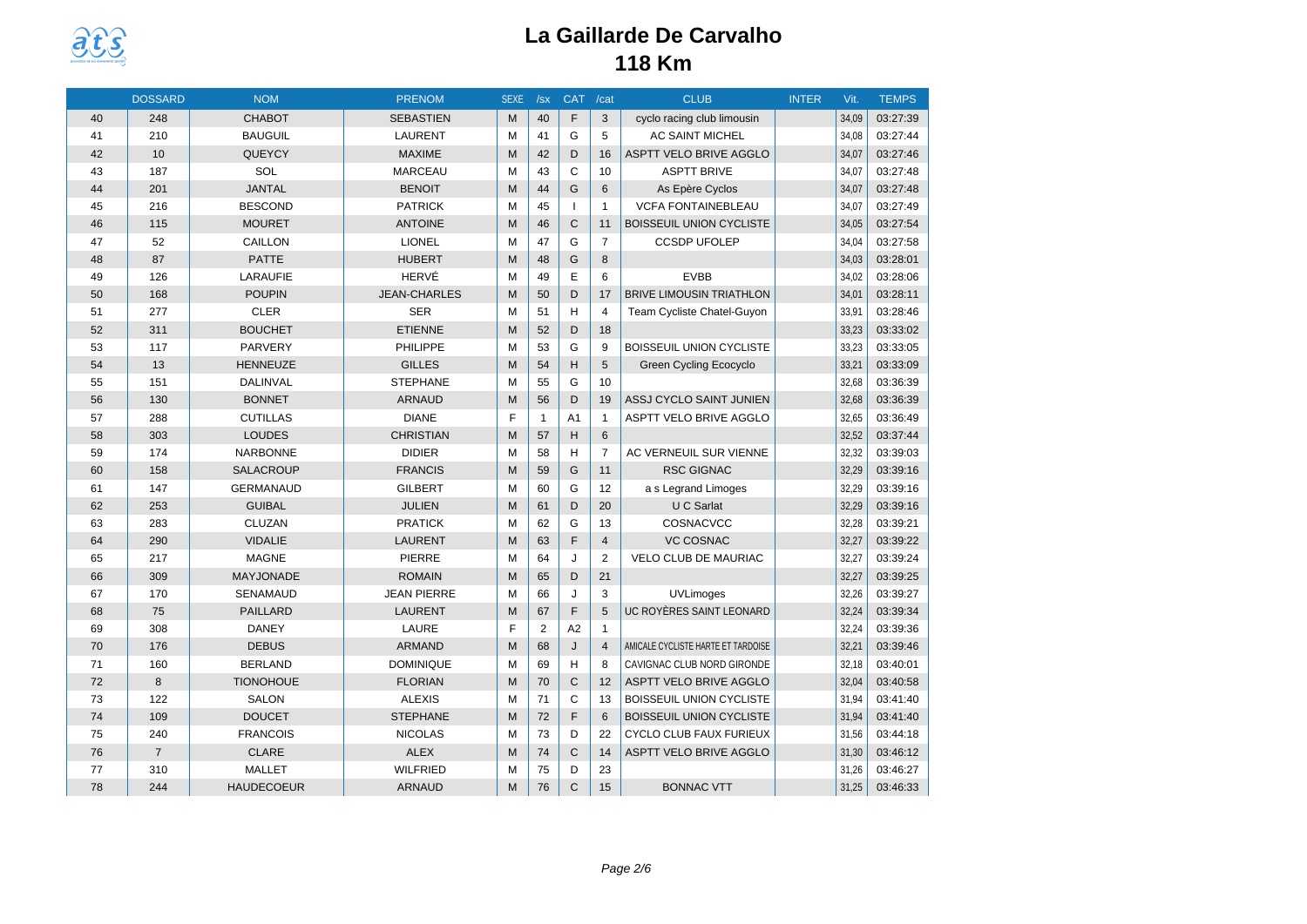# La Gaillarde De Carvalho

## 118 Km

| | DOSSARD | NOM | PRENOM | SEXE | /sx | CAT | /cat | CLUB | INTER | Vit. | TEMPS |
|---|---|---|---|---|---|---|---|---|---|---|---|
| 40 | 248 | CHABOT | SEBASTIEN | M | 40 | F | 3 | cyclo racing club limousin | | 34,09 | 03:27:39 |
| 41 | 210 | BAUGUIL | LAURENT | M | 41 | G | 5 | AC SAINT MICHEL | | 34,08 | 03:27:44 |
| 42 | 10 | QUEYCY | MAXIME | M | 42 | D | 16 | ASPTT VELO BRIVE AGGLO | | 34,07 | 03:27:46 |
| 43 | 187 | SOL | MARCEAU | M | 43 | C | 10 | ASPTT BRIVE | | 34,07 | 03:27:48 |
| 44 | 201 | JANTAL | BENOIT | M | 44 | G | 6 | As Epère Cyclos | | 34,07 | 03:27:48 |
| 45 | 216 | BESCOND | PATRICK | M | 45 | I | 1 | VCFA FONTAINEBLEAU | | 34,07 | 03:27:49 |
| 46 | 115 | MOURET | ANTOINE | M | 46 | C | 11 | BOISSEUIL UNION CYCLISTE | | 34,05 | 03:27:54 |
| 47 | 52 | CAILLON | LIONEL | M | 47 | G | 7 | CCSDP UFOLEP | | 34,04 | 03:27:58 |
| 48 | 87 | PATTE | HUBERT | M | 48 | G | 8 | | | 34,03 | 03:28:01 |
| 49 | 126 | LARAUFIE | HERVÉ | M | 49 | E | 6 | EVBB | | 34,02 | 03:28:06 |
| 50 | 168 | POUPIN | JEAN-CHARLES | M | 50 | D | 17 | BRIVE LIMOUSIN TRIATHLON | | 34,01 | 03:28:11 |
| 51 | 277 | CLER | SER | M | 51 | H | 4 | Team Cycliste Chatel-Guyon | | 33,91 | 03:28:46 |
| 52 | 311 | BOUCHET | ETIENNE | M | 52 | D | 18 | | | 33,23 | 03:33:02 |
| 53 | 117 | PARVERY | PHILIPPE | M | 53 | G | 9 | BOISSEUIL UNION CYCLISTE | | 33,23 | 03:33:05 |
| 54 | 13 | HENNEUZE | GILLES | M | 54 | H | 5 | Green Cycling Ecocyclo | | 33,21 | 03:33:09 |
| 55 | 151 | DALINVAL | STEPHANE | M | 55 | G | 10 | | | 32,68 | 03:36:39 |
| 56 | 130 | BONNET | ARNAUD | M | 56 | D | 19 | ASSJ CYCLO SAINT JUNIEN | | 32,68 | 03:36:39 |
| 57 | 288 | CUTILLAS | DIANE | F | 1 | A1 | 1 | ASPTT VELO BRIVE AGGLO | | 32,65 | 03:36:49 |
| 58 | 303 | LOUDES | CHRISTIAN | M | 57 | H | 6 | | | 32,52 | 03:37:44 |
| 59 | 174 | NARBONNE | DIDIER | M | 58 | H | 7 | AC VERNEUIL SUR VIENNE | | 32,32 | 03:39:03 |
| 60 | 158 | SALACROUP | FRANCIS | M | 59 | G | 11 | RSC GIGNAC | | 32,29 | 03:39:16 |
| 61 | 147 | GERMANAUD | GILBERT | M | 60 | G | 12 | a s Legrand Limoges | | 32,29 | 03:39:16 |
| 62 | 253 | GUIBAL | JULIEN | M | 61 | D | 20 | U C Sarlat | | 32,29 | 03:39:16 |
| 63 | 283 | CLUZAN | PRATICK | M | 62 | G | 13 | COSNACVCC | | 32,28 | 03:39:21 |
| 64 | 290 | VIDALIE | LAURENT | M | 63 | F | 4 | VC COSNAC | | 32,27 | 03:39:22 |
| 65 | 217 | MAGNE | PIERRE | M | 64 | J | 2 | VELO CLUB DE MAURIAC | | 32,27 | 03:39:24 |
| 66 | 309 | MAYJONADE | ROMAIN | M | 65 | D | 21 | | | 32,27 | 03:39:25 |
| 67 | 170 | SENAMAUD | JEAN PIERRE | M | 66 | J | 3 | UVLimoges | | 32,26 | 03:39:27 |
| 68 | 75 | PAILLARD | LAURENT | M | 67 | F | 5 | UC ROYÈRES SAINT LEONARD | | 32,24 | 03:39:34 |
| 69 | 308 | DANEY | LAURE | F | 2 | A2 | 1 | | | 32,24 | 03:39:36 |
| 70 | 176 | DEBUS | ARMAND | M | 68 | J | 4 | AMICALE CYCLISTE HARTE ET TARDOISE | | 32,21 | 03:39:46 |
| 71 | 160 | BERLAND | DOMINIQUE | M | 69 | H | 8 | CAVIGNAC CLUB NORD GIRONDE | | 32,18 | 03:40:01 |
| 72 | 8 | TIONOHOUE | FLORIAN | M | 70 | C | 12 | ASPTT VELO BRIVE AGGLO | | 32,04 | 03:40:58 |
| 73 | 122 | SALON | ALEXIS | M | 71 | C | 13 | BOISSEUIL UNION CYCLISTE | | 31,94 | 03:41:40 |
| 74 | 109 | DOUCET | STEPHANE | M | 72 | F | 6 | BOISSEUIL UNION CYCLISTE | | 31,94 | 03:41:40 |
| 75 | 240 | FRANCOIS | NICOLAS | M | 73 | D | 22 | CYCLO CLUB FAUX FURIEUX | | 31,56 | 03:44:18 |
| 76 | 7 | CLARE | ALEX | M | 74 | C | 14 | ASPTT VELO BRIVE AGGLO | | 31,30 | 03:46:12 |
| 77 | 310 | MALLET | WILFRIED | M | 75 | D | 23 | | | 31,26 | 03:46:27 |
| 78 | 244 | HAUDECOEUR | ARNAUD | M | 76 | C | 15 | BONNAC VTT | | 31,25 | 03:46:33 |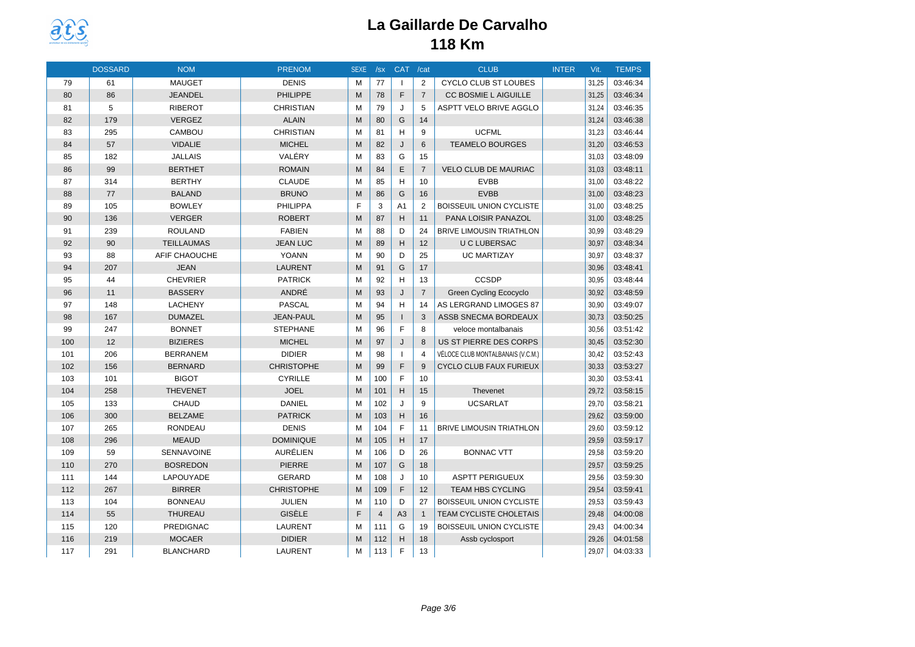# La Gaillarde De Carvalho

## 118 Km

| | DOSSARD | NOM | PRENOM | SEXE | /sx | CAT | /cat | CLUB | INTER | Vit. | TEMPS |
|---|---|---|---|---|---|---|---|---|---|---|---|
| 79 | 61 | MAUGET | DENIS | M | 77 | I | 2 | CYCLO CLUB ST LOUBES | | 31,25 | 03:46:34 |
| 80 | 86 | JEANDEL | PHILIPPE | M | 78 | F | 7 | CC BOSMIE L AIGUILLE | | 31,25 | 03:46:34 |
| 81 | 5 | RIBEROT | CHRISTIAN | M | 79 | J | 5 | ASPTT VELO BRIVE AGGLO | | 31,24 | 03:46:35 |
| 82 | 179 | VERGEZ | ALAIN | M | 80 | G | 14 | | | 31,24 | 03:46:38 |
| 83 | 295 | CAMBOU | CHRISTIAN | M | 81 | H | 9 | UCFML | | 31,23 | 03:46:44 |
| 84 | 57 | VIDALIE | MICHEL | M | 82 | J | 6 | TEAMELO BOURGES | | 31,20 | 03:46:53 |
| 85 | 182 | JALLAIS | VALÉRY | M | 83 | G | 15 | | | 31,03 | 03:48:09 |
| 86 | 99 | BERTHET | ROMAIN | M | 84 | E | 7 | VELO CLUB DE MAURIAC | | 31,03 | 03:48:11 |
| 87 | 314 | BERTHY | CLAUDE | M | 85 | H | 10 | EVBB | | 31,00 | 03:48:22 |
| 88 | 77 | BALAND | BRUNO | M | 86 | G | 16 | EVBB | | 31,00 | 03:48:23 |
| 89 | 105 | BOWLEY | PHILIPPA | F | 3 | A1 | 2 | BOISSEUIL UNION CYCLISTE | | 31,00 | 03:48:25 |
| 90 | 136 | VERGER | ROBERT | M | 87 | H | 11 | PANA LOISIR PANAZOL | | 31,00 | 03:48:25 |
| 91 | 239 | ROULAND | FABIEN | M | 88 | D | 24 | BRIVE LIMOUSIN TRIATHLON | | 30,99 | 03:48:29 |
| 92 | 90 | TEILLAUMAS | JEAN LUC | M | 89 | H | 12 | U C LUBERSAC | | 30,97 | 03:48:34 |
| 93 | 88 | AFIF CHAOUCHE | YOANN | M | 90 | D | 25 | UC MARTIZAY | | 30,97 | 03:48:37 |
| 94 | 207 | JEAN | LAURENT | M | 91 | G | 17 | | | 30,96 | 03:48:41 |
| 95 | 44 | CHEVRIER | PATRICK | M | 92 | H | 13 | CCSDP | | 30,95 | 03:48:44 |
| 96 | 11 | BASSERY | ANDRÉ | M | 93 | J | 7 | Green Cycling Ecocyclo | | 30,92 | 03:48:59 |
| 97 | 148 | LACHENY | PASCAL | M | 94 | H | 14 | AS LERGRAND LIMOGES 87 | | 30,90 | 03:49:07 |
| 98 | 167 | DUMAZEL | JEAN-PAUL | M | 95 | I | 3 | ASSB SNECMA BORDEAUX | | 30,73 | 03:50:25 |
| 99 | 247 | BONNET | STEPHANE | M | 96 | F | 8 | veloce montalbanais | | 30,56 | 03:51:42 |
| 100 | 12 | BIZIERES | MICHEL | M | 97 | J | 8 | US ST PIERRE DES CORPS | | 30,45 | 03:52:30 |
| 101 | 206 | BERRANEM | DIDIER | M | 98 | I | 4 | VÉLOCE CLUB MONTALBANAIS (V.C.M.) | | 30,42 | 03:52:43 |
| 102 | 156 | BERNARD | CHRISTOPHE | M | 99 | F | 9 | CYCLO CLUB FAUX FURIEUX | | 30,33 | 03:53:27 |
| 103 | 101 | BIGOT | CYRILLE | M | 100 | F | 10 | | | 30,30 | 03:53:41 |
| 104 | 258 | THEVENET | JOEL | M | 101 | H | 15 | Thevenet | | 29,72 | 03:58:15 |
| 105 | 133 | CHAUD | DANIEL | M | 102 | J | 9 | UCSARLAT | | 29,70 | 03:58:21 |
| 106 | 300 | BELZAME | PATRICK | M | 103 | H | 16 | | | 29,62 | 03:59:00 |
| 107 | 265 | RONDEAU | DENIS | M | 104 | F | 11 | BRIVE LIMOUSIN TRIATHLON | | 29,60 | 03:59:12 |
| 108 | 296 | MEAUD | DOMINIQUE | M | 105 | H | 17 | | | 29,59 | 03:59:17 |
| 109 | 59 | SENNAVOINE | AURÉLIEN | M | 106 | D | 26 | BONNAC VTT | | 29,58 | 03:59:20 |
| 110 | 270 | BOSREDON | PIERRE | M | 107 | G | 18 | | | 29,57 | 03:59:25 |
| 111 | 144 | LAPOUYADE | GERARD | M | 108 | J | 10 | ASPTT PERIGUEUX | | 29,56 | 03:59:30 |
| 112 | 267 | BIRRER | CHRISTOPHE | M | 109 | F | 12 | TEAM HBS CYCLING | | 29,54 | 03:59:41 |
| 113 | 104 | BONNEAU | JULIEN | M | 110 | D | 27 | BOISSEUIL UNION CYCLISTE | | 29,53 | 03:59:43 |
| 114 | 55 | THUREAU | GISÈLE | F | 4 | A3 | 1 | TEAM CYCLISTE CHOLETAIS | | 29,48 | 04:00:08 |
| 115 | 120 | PREDIGNAC | LAURENT | M | 111 | G | 19 | BOISSEUIL UNION CYCLISTE | | 29,43 | 04:00:34 |
| 116 | 219 | MOCAER | DIDIER | M | 112 | H | 18 | Assb cyclosport | | 29,26 | 04:01:58 |
| 117 | 291 | BLANCHARD | LAURENT | M | 113 | F | 13 | | | 29,07 | 04:03:33 |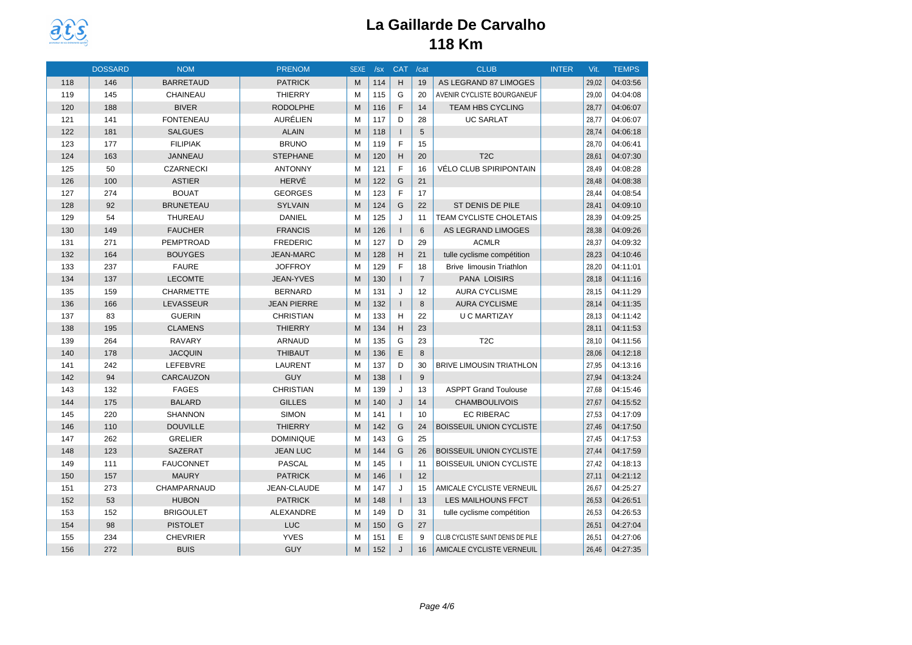# La Gaillarde De Carvalho

## 118 Km

| | DOSSARD | NOM | PRENOM | SEXE | /sx | CAT | /cat | CLUB | INTER | Vit. | TEMPS |
|---|---|---|---|---|---|---|---|---|---|---|---|
| 118 | 146 | BARRETAUD | PATRICK | M | 114 | H | 19 | AS LEGRAND 87 LIMOGES | | 29,02 | 04:03:56 |
| 119 | 145 | CHAINEAU | THIERRY | M | 115 | G | 20 | AVENIR CYCLISTE BOURGANEUF | | 29,00 | 04:04:08 |
| 120 | 188 | BIVER | RODOLPHE | M | 116 | F | 14 | TEAM HBS CYCLING | | 28,77 | 04:06:07 |
| 121 | 141 | FONTENEAU | AURÉLIEN | M | 117 | D | 28 | UC SARLAT | | 28,77 | 04:06:07 |
| 122 | 181 | SALGUES | ALAIN | M | 118 | I | 5 | | | 28,74 | 04:06:18 |
| 123 | 177 | FILIPIAK | BRUNO | M | 119 | F | 15 | | | 28,70 | 04:06:41 |
| 124 | 163 | JANNEAU | STEPHANE | M | 120 | H | 20 | T2C | | 28,61 | 04:07:30 |
| 125 | 50 | CZARNECKI | ANTONNY | M | 121 | F | 16 | VÉLO CLUB SPIRIPONTAIN | | 28,49 | 04:08:28 |
| 126 | 100 | ASTIER | HERVÉ | M | 122 | G | 21 | | | 28,48 | 04:08:38 |
| 127 | 274 | BOUAT | GEORGES | M | 123 | F | 17 | | | 28,44 | 04:08:54 |
| 128 | 92 | BRUNETEAU | SYLVAIN | M | 124 | G | 22 | ST DENIS DE PILE | | 28,41 | 04:09:10 |
| 129 | 54 | THUREAU | DANIEL | M | 125 | J | 11 | TEAM CYCLISTE CHOLETAIS | | 28,39 | 04:09:25 |
| 130 | 149 | FAUCHER | FRANCIS | M | 126 | I | 6 | AS LEGRAND LIMOGES | | 28,38 | 04:09:26 |
| 131 | 271 | PEMPTROAD | FREDERIC | M | 127 | D | 29 | ACMLR | | 28,37 | 04:09:32 |
| 132 | 164 | BOUYGES | JEAN-MARC | M | 128 | H | 21 | tulle cyclisme compétition | | 28,23 | 04:10:46 |
| 133 | 237 | FAURE | JOFFROY | M | 129 | F | 18 | Brive limousin Triathlon | | 28,20 | 04:11:01 |
| 134 | 137 | LECOMTE | JEAN-YVES | M | 130 | I | 7 | PANA LOISIRS | | 28,18 | 04:11:16 |
| 135 | 159 | CHARMETTE | BERNARD | M | 131 | J | 12 | AURA CYCLISME | | 28,15 | 04:11:29 |
| 136 | 166 | LEVASSEUR | JEAN PIERRE | M | 132 | I | 8 | AURA CYCLISME | | 28,14 | 04:11:35 |
| 137 | 83 | GUERIN | CHRISTIAN | M | 133 | H | 22 | U C MARTIZAY | | 28,13 | 04:11:42 |
| 138 | 195 | CLAMENS | THIERRY | M | 134 | H | 23 | | | 28,11 | 04:11:53 |
| 139 | 264 | RAVARY | ARNAUD | M | 135 | G | 23 | T2C | | 28,10 | 04:11:56 |
| 140 | 178 | JACQUIN | THIBAUT | M | 136 | E | 8 | | | 28,06 | 04:12:18 |
| 141 | 242 | LEFEBVRE | LAURENT | M | 137 | D | 30 | BRIVE LIMOUSIN TRIATHLON | | 27,95 | 04:13:16 |
| 142 | 94 | CARCAUZON | GUY | M | 138 | I | 9 | | | 27,94 | 04:13:24 |
| 143 | 132 | FAGES | CHRISTIAN | M | 139 | J | 13 | ASPPT Grand Toulouse | | 27,68 | 04:15:46 |
| 144 | 175 | BALARD | GILLES | M | 140 | J | 14 | CHAMBOULIVOIS | | 27,67 | 04:15:52 |
| 145 | 220 | SHANNON | SIMON | M | 141 | I | 10 | EC RIBERAC | | 27,53 | 04:17:09 |
| 146 | 110 | DOUVILLE | THIERRY | M | 142 | G | 24 | BOISSEUIL UNION CYCLISTE | | 27,46 | 04:17:50 |
| 147 | 262 | GRELIER | DOMINIQUE | M | 143 | G | 25 | | | 27,45 | 04:17:53 |
| 148 | 123 | SAZERAT | JEAN LUC | M | 144 | G | 26 | BOISSEUIL UNION CYCLISTE | | 27,44 | 04:17:59 |
| 149 | 111 | FAUCONNET | PASCAL | M | 145 | I | 11 | BOISSEUIL UNION CYCLISTE | | 27,42 | 04:18:13 |
| 150 | 157 | MAURY | PATRICK | M | 146 | I | 12 | | | 27,11 | 04:21:12 |
| 151 | 273 | CHAMPARNAUD | JEAN-CLAUDE | M | 147 | J | 15 | AMICALE CYCLISTE VERNEUIL | | 26,67 | 04:25:27 |
| 152 | 53 | HUBON | PATRICK | M | 148 | I | 13 | LES MAILHOUNS FFCT | | 26,53 | 04:26:51 |
| 153 | 152 | BRIGOULET | ALEXANDRE | M | 149 | D | 31 | tulle cyclisme compétition | | 26,53 | 04:26:53 |
| 154 | 98 | PISTOLET | LUC | M | 150 | G | 27 | | | 26,51 | 04:27:04 |
| 155 | 234 | CHEVRIER | YVES | M | 151 | E | 9 | CLUB CYCLISTE SAINT DENIS DE PILE | | 26,51 | 04:27:06 |
| 156 | 272 | BUIS | GUY | M | 152 | J | 16 | AMICALE CYCLISTE VERNEUIL | | 26,46 | 04:27:35 |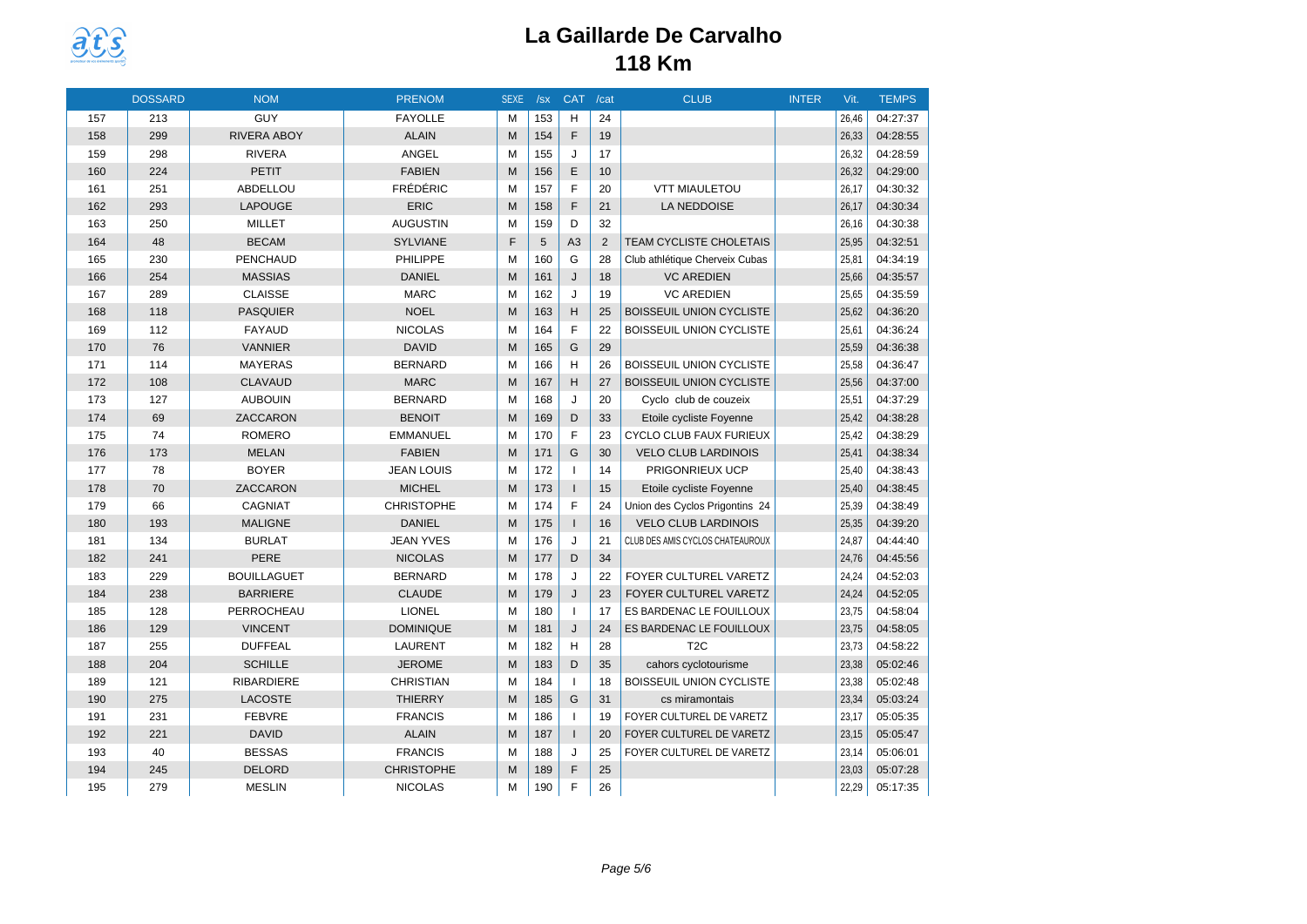# La Gaillarde De Carvalho

## 118 Km

| | DOSSARD | NOM | PRENOM | SEXE | /sx | CAT | /cat | CLUB | INTER | Vit. | TEMPS |
|---|---|---|---|---|---|---|---|---|---|---|---|
| 157 | 213 | GUY | FAYOLLE | M | 153 | H | 24 | | | 26,46 | 04:27:37 |
| 158 | 299 | RIVERA ABOY | ALAIN | M | 154 | F | 19 | | | 26,33 | 04:28:55 |
| 159 | 298 | RIVERA | ANGEL | M | 155 | J | 17 | | | 26,32 | 04:28:59 |
| 160 | 224 | PETIT | FABIEN | M | 156 | E | 10 | | | 26,32 | 04:29:00 |
| 161 | 251 | ABDELLOU | FRÉDÉRIC | M | 157 | F | 20 | VTT MIAULETOU | | 26,17 | 04:30:32 |
| 162 | 293 | LAPOUGE | ERIC | M | 158 | F | 21 | LA NEDDOISE | | 26,17 | 04:30:34 |
| 163 | 250 | MILLET | AUGUSTIN | M | 159 | D | 32 | | | 26,16 | 04:30:38 |
| 164 | 48 | BECAM | SYLVIANE | F | 5 | A3 | 2 | TEAM CYCLISTE CHOLETAIS | | 25,95 | 04:32:51 |
| 165 | 230 | PENCHAUD | PHILIPPE | M | 160 | G | 28 | Club athlétique Cherveix Cubas | | 25,81 | 04:34:19 |
| 166 | 254 | MASSIAS | DANIEL | M | 161 | J | 18 | VC AREDIEN | | 25,66 | 04:35:57 |
| 167 | 289 | CLAISSE | MARC | M | 162 | J | 19 | VC AREDIEN | | 25,65 | 04:35:59 |
| 168 | 118 | PASQUIER | NOEL | M | 163 | H | 25 | BOISSEUIL UNION CYCLISTE | | 25,62 | 04:36:20 |
| 169 | 112 | FAYAUD | NICOLAS | M | 164 | F | 22 | BOISSEUIL UNION CYCLISTE | | 25,61 | 04:36:24 |
| 170 | 76 | VANNIER | DAVID | M | 165 | G | 29 | | | 25,59 | 04:36:38 |
| 171 | 114 | MAYERAS | BERNARD | M | 166 | H | 26 | BOISSEUIL UNION CYCLISTE | | 25,58 | 04:36:47 |
| 172 | 108 | CLAVAUD | MARC | M | 167 | H | 27 | BOISSEUIL UNION CYCLISTE | | 25,56 | 04:37:00 |
| 173 | 127 | AUBOUIN | BERNARD | M | 168 | J | 20 | Cyclo club de couzeix | | 25,51 | 04:37:29 |
| 174 | 69 | ZACCARON | BENOIT | M | 169 | D | 33 | Etoile cycliste Foyenne | | 25,42 | 04:38:28 |
| 175 | 74 | ROMERO | EMMANUEL | M | 170 | F | 23 | CYCLO CLUB FAUX FURIEUX | | 25,42 | 04:38:29 |
| 176 | 173 | MELAN | FABIEN | M | 171 | G | 30 | VELO CLUB LARDINOIS | | 25,41 | 04:38:34 |
| 177 | 78 | BOYER | JEAN LOUIS | M | 172 | I | 14 | PRIGONRIEUX UCP | | 25,40 | 04:38:43 |
| 178 | 70 | ZACCARON | MICHEL | M | 173 | I | 15 | Etoile cycliste Foyenne | | 25,40 | 04:38:45 |
| 179 | 66 | CAGNIAT | CHRISTOPHE | M | 174 | F | 24 | Union des Cyclos Prigontins 24 | | 25,39 | 04:38:49 |
| 180 | 193 | MALIGNE | DANIEL | M | 175 | I | 16 | VELO CLUB LARDINOIS | | 25,35 | 04:39:20 |
| 181 | 134 | BURLAT | JEAN YVES | M | 176 | J | 21 | CLUB DES AMIS CYCLOS CHATEAUROUX | | 24,87 | 04:44:40 |
| 182 | 241 | PERE | NICOLAS | M | 177 | D | 34 | | | 24,76 | 04:45:56 |
| 183 | 229 | BOUILLAGUET | BERNARD | M | 178 | J | 22 | FOYER CULTUREL VARETZ | | 24,24 | 04:52:03 |
| 184 | 238 | BARRIERE | CLAUDE | M | 179 | J | 23 | FOYER CULTUREL VARETZ | | 24,24 | 04:52:05 |
| 185 | 128 | PERROCHEAU | LIONEL | M | 180 | I | 17 | ES BARDENAC LE FOUILLOUX | | 23,75 | 04:58:04 |
| 186 | 129 | VINCENT | DOMINIQUE | M | 181 | J | 24 | ES BARDENAC LE FOUILLOUX | | 23,75 | 04:58:05 |
| 187 | 255 | DUFFEAL | LAURENT | M | 182 | H | 28 | T2C | | 23,73 | 04:58:22 |
| 188 | 204 | SCHILLE | JEROME | M | 183 | D | 35 | cahors cyclotourisme | | 23,38 | 05:02:46 |
| 189 | 121 | RIBARDIERE | CHRISTIAN | M | 184 | I | 18 | BOISSEUIL UNION CYCLISTE | | 23,38 | 05:02:48 |
| 190 | 275 | LACOSTE | THIERRY | M | 185 | G | 31 | cs miramontais | | 23,34 | 05:03:24 |
| 191 | 231 | FEBVRE | FRANCIS | M | 186 | I | 19 | FOYER CULTUREL DE VARETZ | | 23,17 | 05:05:35 |
| 192 | 221 | DAVID | ALAIN | M | 187 | I | 20 | FOYER CULTUREL DE VARETZ | | 23,15 | 05:05:47 |
| 193 | 40 | BESSAS | FRANCIS | M | 188 | J | 25 | FOYER CULTUREL DE VARETZ | | 23,14 | 05:06:01 |
| 194 | 245 | DELORD | CHRISTOPHE | M | 189 | F | 25 | | | 23,03 | 05:07:28 |
| 195 | 279 | MESLIN | NICOLAS | M | 190 | F | 26 | | | 22,29 | 05:17:35 |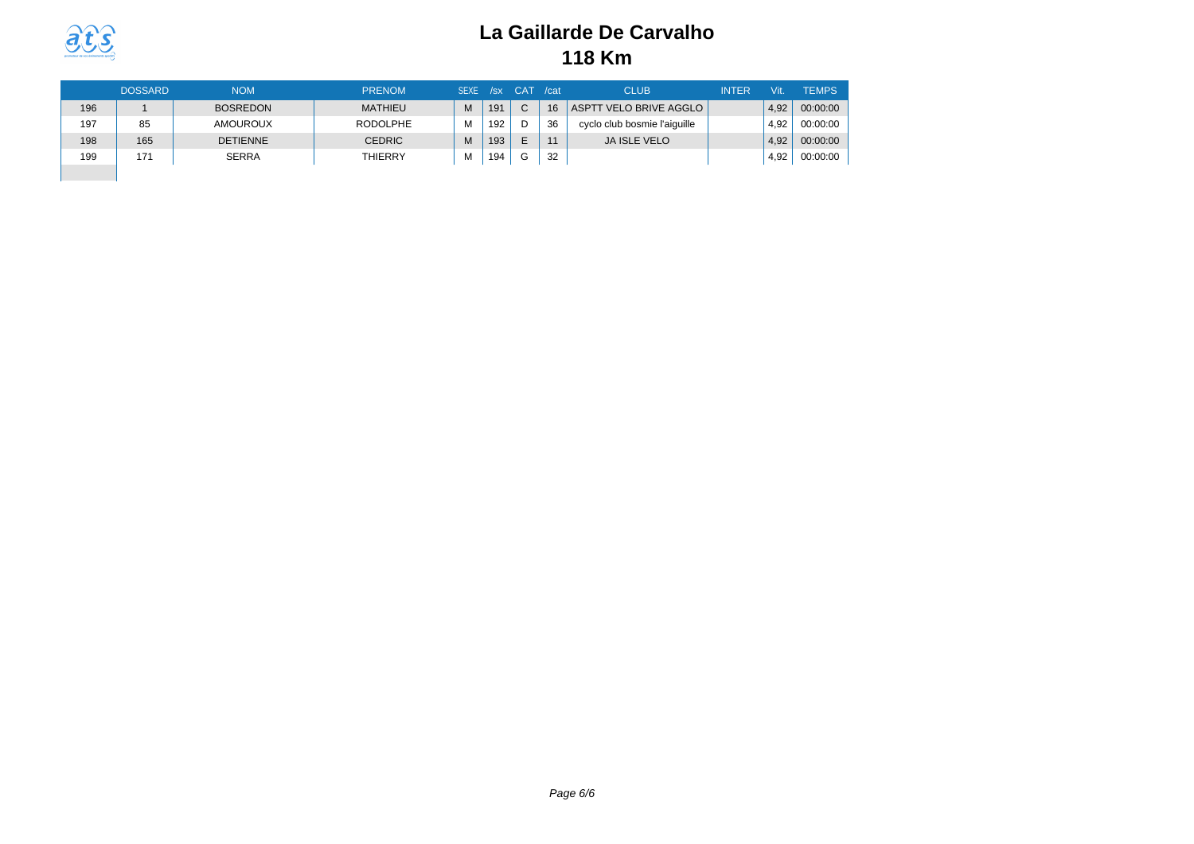# La Gaillarde De Carvalho

## 118 Km

| | DOSSARD | NOM | PRENOM | SEXE | /sx | CAT | /cat | CLUB | INTER | Vit. | TEMPS |
|---|---|---|---|---|---|---|---|---|---|---|---|
| 196 | 1 | BOSREDON | MATHIEU | M | 191 | C | 16 | ASPTT VELO BRIVE AGGLO | | 4,92 | 00:00:00 |
| 197 | 85 | AMOUROUX | RODOLPHE | M | 192 | D | 36 | cyclo club bosmie l'aiguille | | 4,92 | 00:00:00 |
| 198 | 165 | DETIENNE | CEDRIC | M | 193 | E | 11 | JA ISLE VELO | | 4,92 | 00:00:00 |
| 199 | 171 | SERRA | THIERRY | M | 194 | G | 32 | | | 4,92 | 00:00:00 |